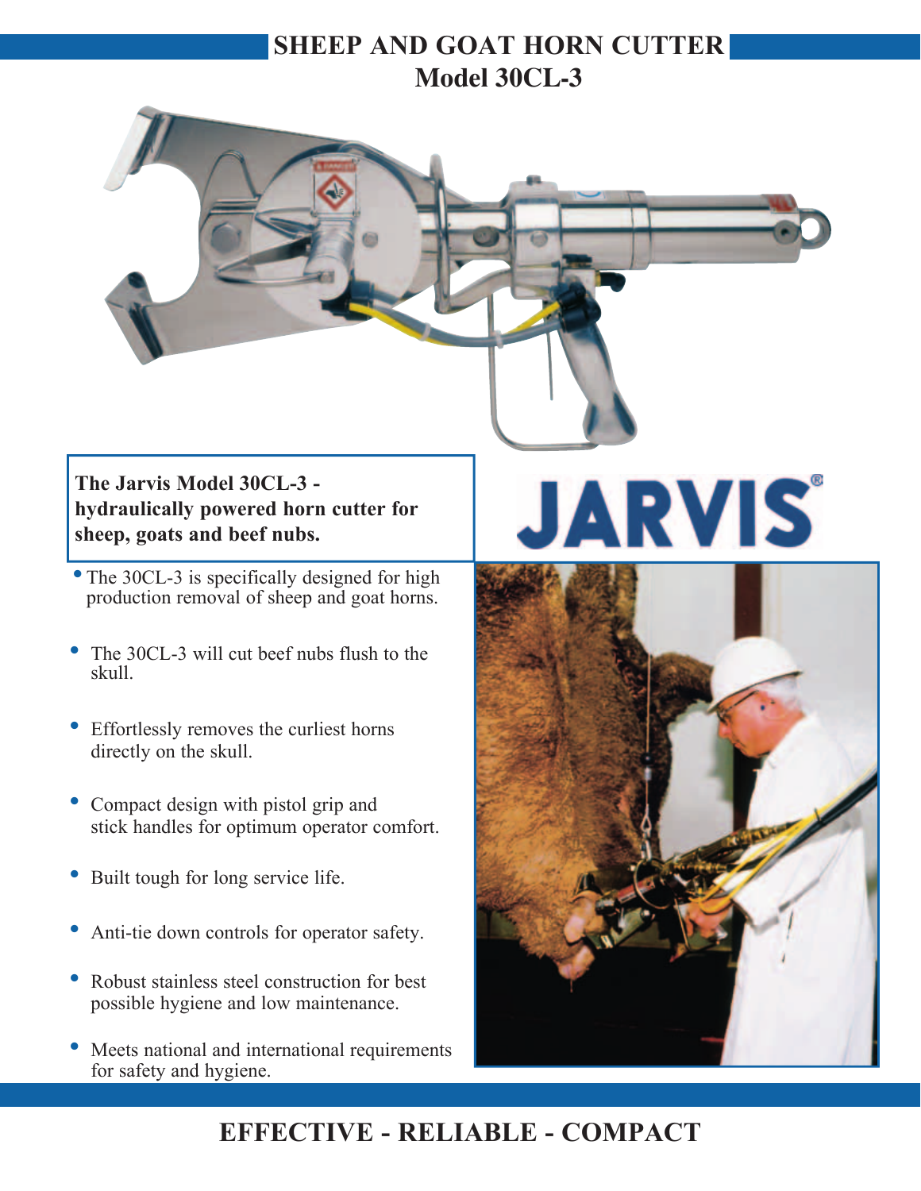# SHEEP AND GOAT HORN CUTTER

## Model 30CL-3

**The Jarvis Model 30CL-3 - hydraulically powered horn cutter for sheep, goats and beef nubs.**

JARVIS®

- The 30CL-3 is specifically designed for high production removal of sheep and goat horns.
- The 30CL-3 will cut beef nubs flush to the skull.
- Effortlessly removes the curliest horns directly on the skull.
- Compact design with pistol grip and stick handles for optimum operator comfort.
- Built tough for long service life.
- Anti-tie down controls for operator safety.
- Robust stainless steel construction for best possible hygiene and low maintenance.
- Meets national and international requirements for safety and hygiene.

**EFFECTIVE - RELIABLE - COMPACT**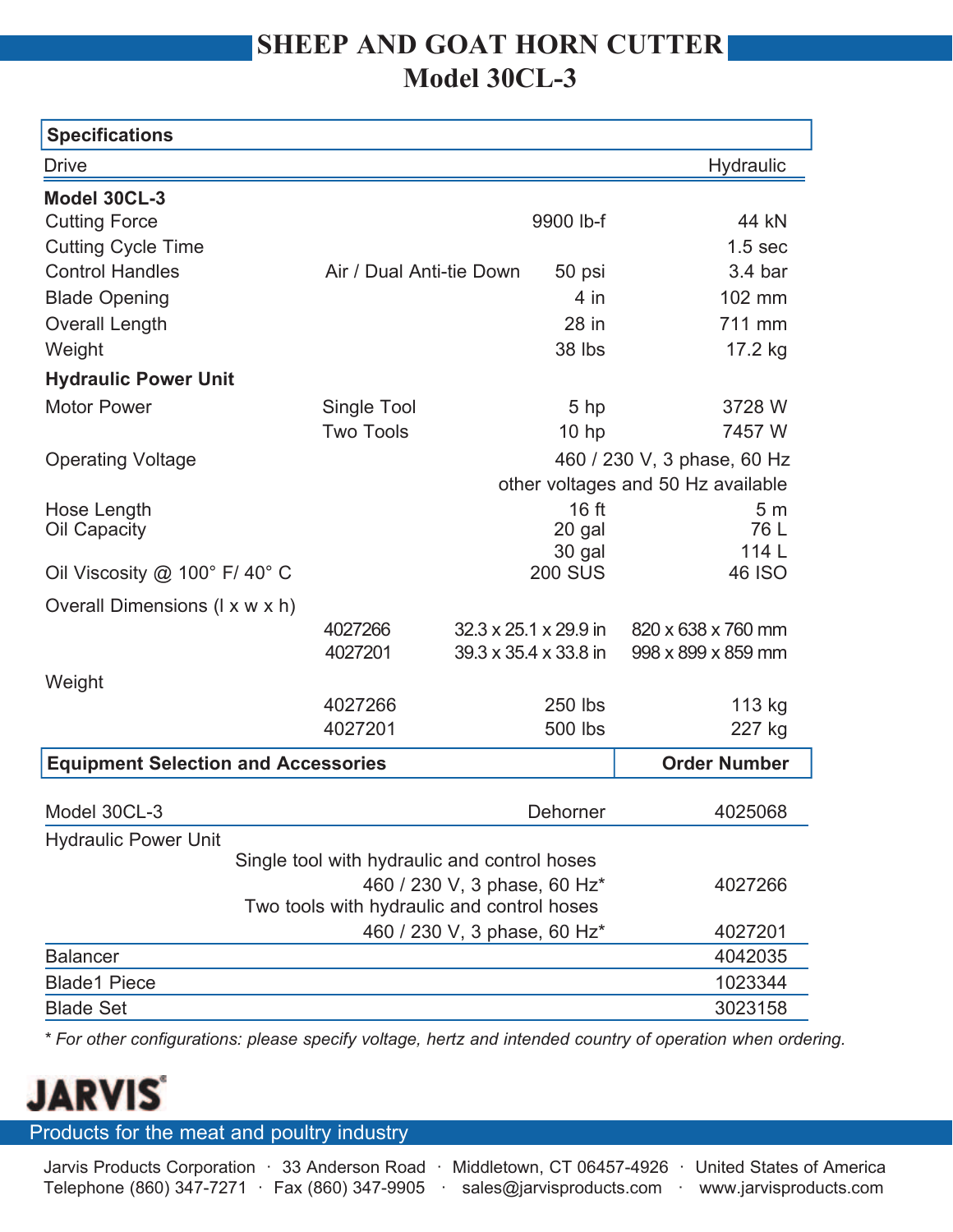# SHEEP AND GOAT HORN CUTTER
## Model 30CL-3

| Specifications | | | |
|---|---|---|---|
| Drive | | | Hydraulic |
| **Model 30CL-3** | | | |
| Cutting Force | | 9900 lb-f | 44 kN |
| Cutting Cycle Time | | | 1.5 sec |
| Control Handles | Air / Dual Anti-tie Down | 50 psi | 3.4 bar |
| Blade Opening | | 4 in | 102 mm |
| Overall Length | | 28 in | 711 mm |
| Weight | | 38 lbs | 17.2 kg |
| **Hydraulic Power Unit** | | | |
| Motor Power | Single Tool | 5 hp | 3728 W |
| | Two Tools | 10 hp | 7457 W |
| Operating Voltage | | 460 / 230 V, 3 phase, 60 Hz | |
| | | other voltages and 50 Hz available | |
| Hose Length | | 16 ft | 5 m |
| Oil Capacity | | 20 gal | 76 L |
| | | 30 gal | 114 L |
| Oil Viscosity @ 100° F/ 40° C | | 200 SUS | 46 ISO |
| Overall Dimensions (l x w x h) | | | |
| | 4027266 | 32.3 x 25.1 x 29.9 in | 820 x 638 x 760 mm |
| | 4027201 | 39.3 x 35.4 x 33.8 in | 998 x 899 x 859 mm |
| Weight | | | |
| | 4027266 | 250 lbs | 113 kg |
| | 4027201 | 500 lbs | 227 kg |

| Equipment Selection and Accessories | | Order Number |
|---|---|---|
| Model 30CL-3 | Dehorner | 4025068 |
| Hydraulic Power Unit | | |
| | Single tool with hydraulic and control hoses 460 / 230 V, 3 phase, 60 Hz* | 4027266 |
| | Two tools with hydraulic and control hoses 460 / 230 V, 3 phase, 60 Hz* | 4027201 |
| Balancer | | 4042035 |
| Blade1 Piece | | 1023344 |
| Blade Set | | 3023158 |

*\* For other configurations: please specify voltage, hertz and intended country of operation when ordering.*

**JARVIS**®

Products for the meat and poultry industry

Jarvis Products Corporation · 33 Anderson Road · Middletown, CT 06457-4926 · United States of America
Telephone (860) 347-7271 · Fax (860) 347-9905 · sales@jarvisproducts.com · www.jarvisproducts.com